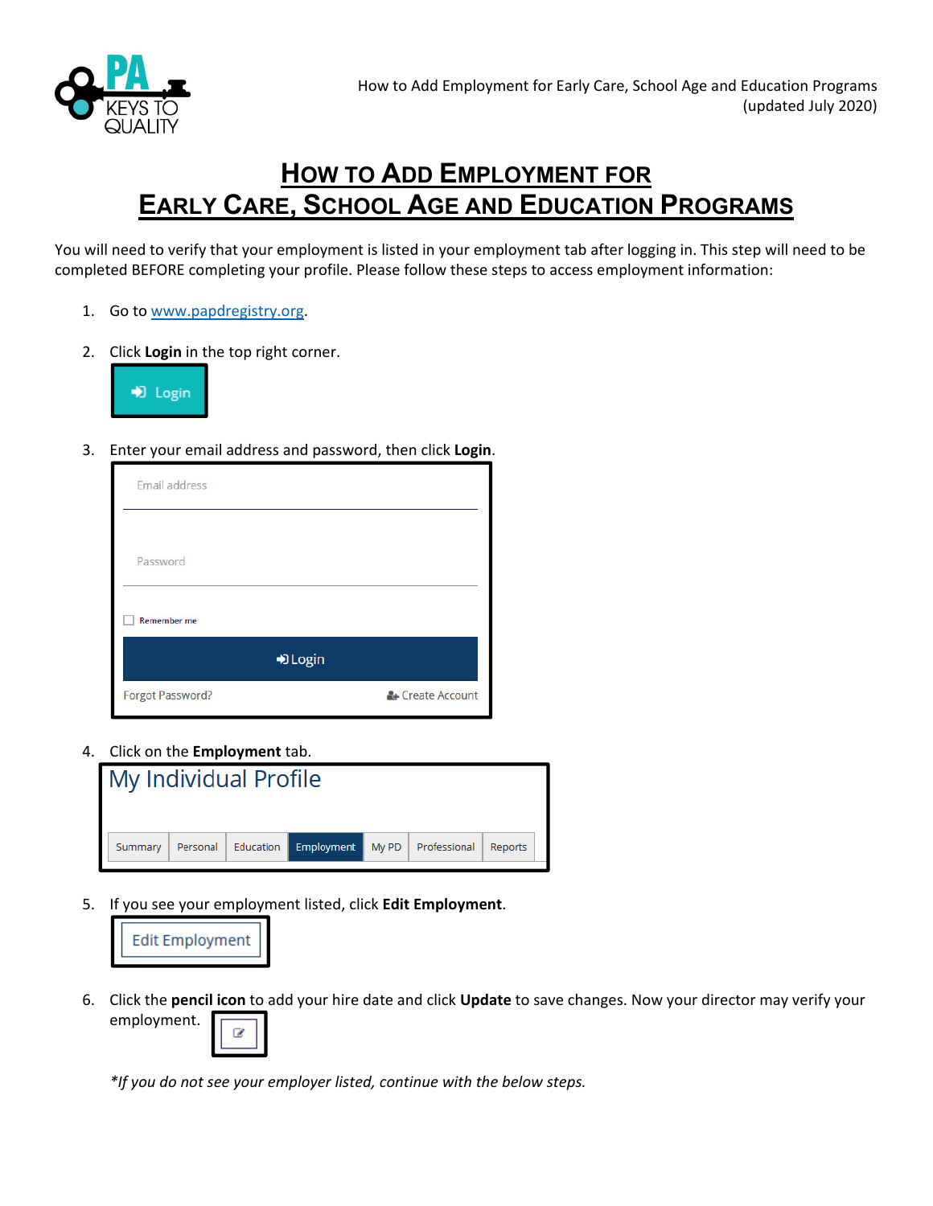# How to Add Employment for Early Care, School Age and Education Programs

You will need to verify that your employment is listed in your employment tab after logging in. This step will need to be completed BEFORE completing your profile. Please follow these steps to access employment information:

1. Go to www.papdregistry.org.

2. Click **Login** in the top right corner.

   Login

3. Enter your email address and password, then click **Login**.

   Email address

   Password

   Remember me

   Login

   Forgot Password? Create Account

4. Click on the **Employment** tab.

   My Individual Profile

   Summary | Personal | Education | Employment | My PD | Professional | Reports

5. If you see your employment listed, click **Edit Employment**.

   Edit Employment

6. Click the **pencil icon** to add your hire date and click **Update** to save changes. Now your director may verify your employment.

*\*If you do not see your employer listed, continue with the below steps.*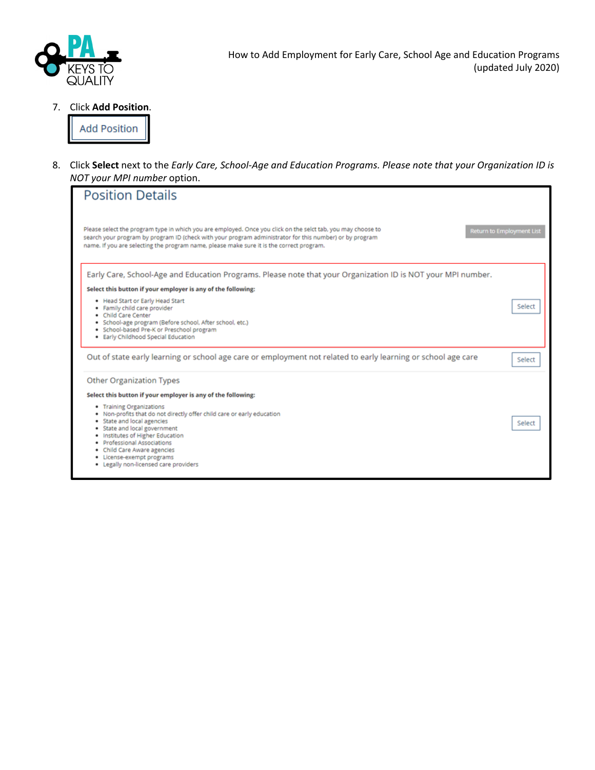7. Click **Add Position**.

   Add Position

8. Click **Select** next to the *Early Care, School-Age and Education Programs. Please note that your Organization ID is NOT your MPI number* option.

## Position Details

Please select the program type in which you are employed. Once you click on the selct tab, you may choose to search your program by program ID (check with your program administrator for this number) or by program name. If you are selecting the program name, please make sure it is the correct program.

Return to Employment List

Early Care, School-Age and Education Programs. Please note that your Organization ID is NOT your MPI number.

**Select this button if your employer is any of the following:**

- Head Start or Early Head Start
- Family child care provider
- Child Care Center
- School-age program (Before school, After school, etc.)
- School-based Pre-K or Preschool program
- Early Childhood Special Education

Select

Out of state early learning or school age care or employment not related to early learning or school age care

Select

Other Organization Types

**Select this button if your employer is any of the following:**

- Training Organizations
- Non-profits that do not directly offer child care or early education
- State and local agencies
- State and local government
- Institutes of Higher Education
- Professional Associations
- Child Care Aware agencies
- License-exempt programs
- Legally non-licensed care providers

Select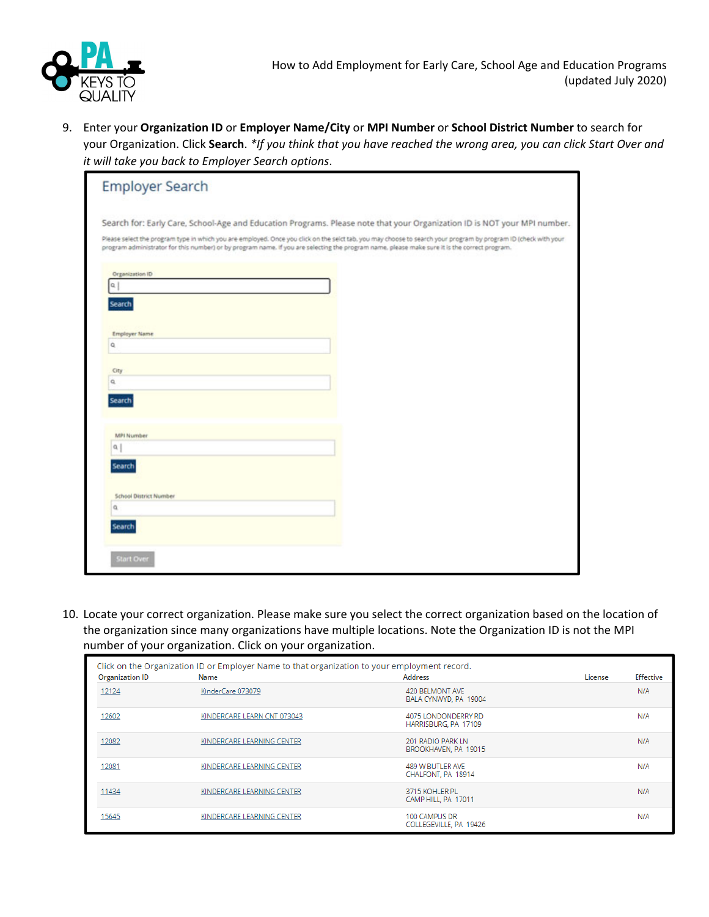9. Enter your **Organization ID** or **Employer Name/City** or **MPI Number** or **School District Number** to search for your Organization. Click **Search**. *\*If you think that you have reached the wrong area, you can click Start Over and it will take you back to Employer Search options*.

Employer Search

Search for: Early Care, School-Age and Education Programs. Please note that your Organization ID is NOT your MPI number.

Please select the program type in which you are employed. Once you click on the select tab, you may choose to search your program by program ID (check with your program administrator for this number) or by program name. If you are selecting the program name, please make sure it is the correct program.

Organization ID

Search

Employer Name

City

Search

MPI Number

Search

School District Number

Search

Start Over

10. Locate your correct organization. Please make sure you select the correct organization based on the location of the organization since many organizations have multiple locations. Note the Organization ID is not the MPI number of your organization. Click on your organization.

Click on the Organization ID or Employer Name to that organization to your employment record.

| Organization ID | Name | Address | License | Effective |
|---|---|---|---|---|
| 12124 | KinderCare 073079 | 420 BELMONT AVE BALA CYNWYD, PA 19004 | | N/A |
| 12602 | KINDERCARE LEARN CNT 073043 | 4075 LONDONDERRY RD HARRISBURG, PA 17109 | | N/A |
| 12082 | KINDERCARE LEARNING CENTER | 201 RADIO PARK LN BROOKHAVEN, PA 19015 | | N/A |
| 12081 | KINDERCARE LEARNING CENTER | 489 W BUTLER AVE CHALFONT, PA 18914 | | N/A |
| 11434 | KINDERCARE LEARNING CENTER | 3715 KOHLER PL CAMP HILL, PA 17011 | | N/A |
| 15645 | KINDERCARE LEARNING CENTER | 100 CAMPUS DR COLLEGEVILLE, PA 19426 | | N/A |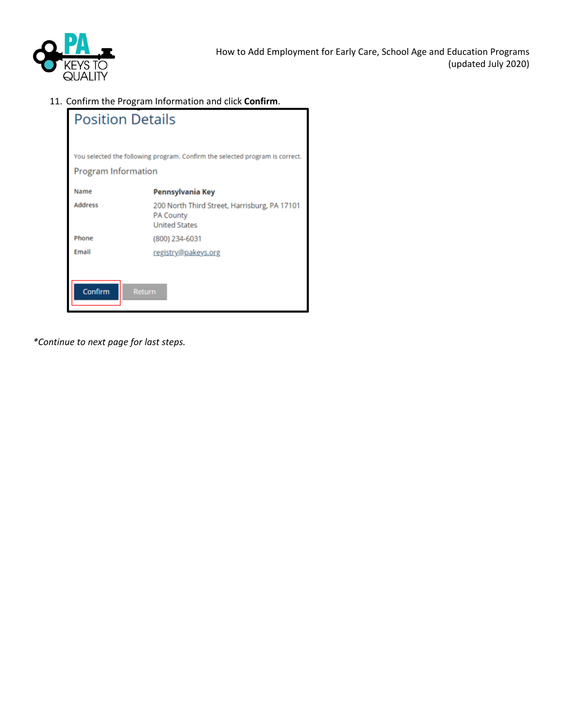11. Confirm the Program Information and click **Confirm**.

## Position Details

You selected the following program. Confirm the selected program is correct.

### Program Information

| | |
|---|---|
| Name | **Pennsylvania Key** |
| Address | 200 North Third Street, Harrisburg, PA 17101<br>PA County<br>United States |
| Phone | (800) 234-6031 |
| Email | registry@pakeys.org |

Confirm | Return

*\*Continue to next page for last steps.*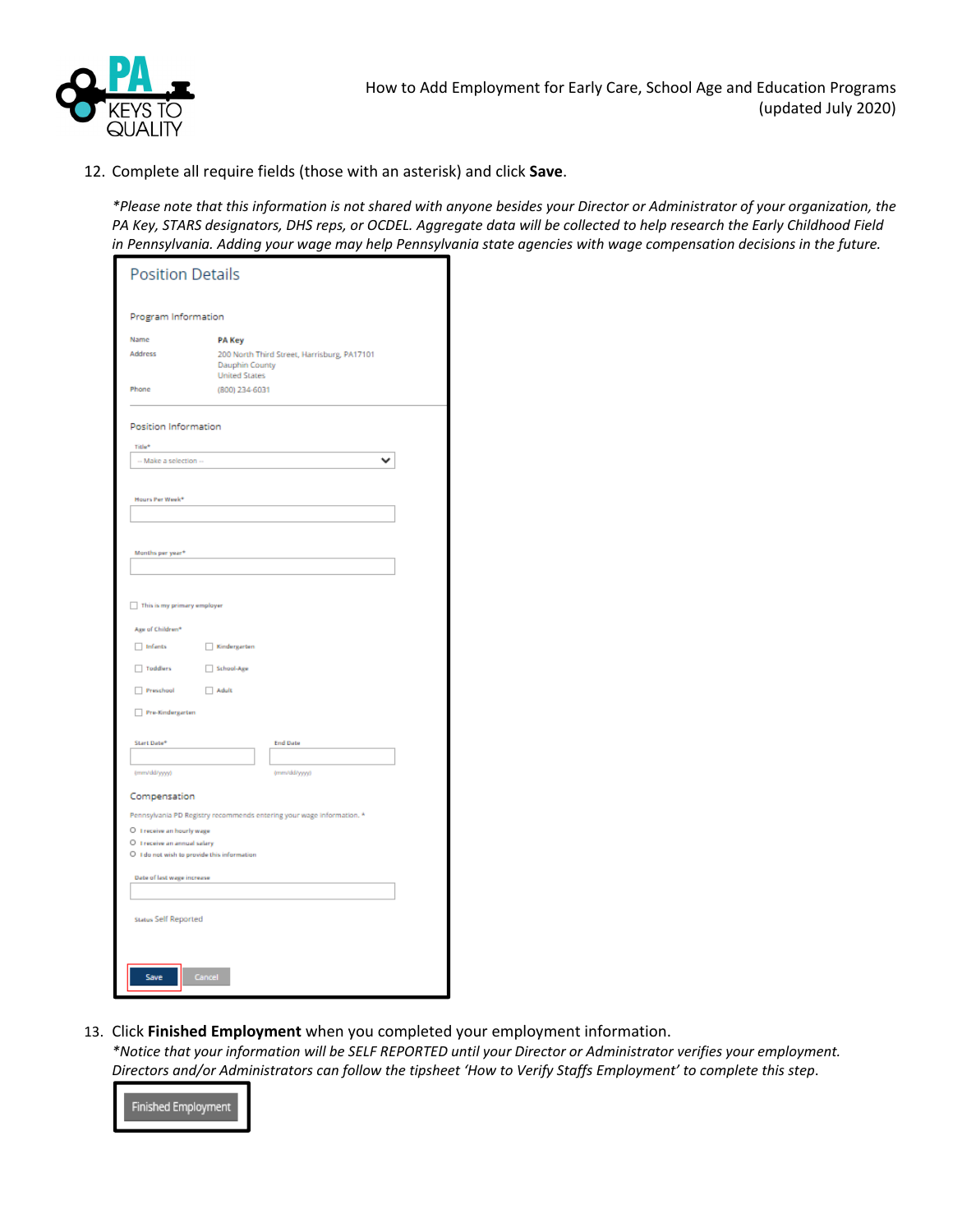12. Complete all require fields (those with an asterisk) and click **Save**.

*\*Please note that this information is not shared with anyone besides your Director or Administrator of your organization, the PA Key, STARS designators, DHS reps, or OCDEL. Aggregate data will be collected to help research the Early Childhood Field in Pennsylvania. Adding your wage may help Pennsylvania state agencies with wage compensation decisions in the future.*

Position Details

Program Information

Name: PA Key
Address: 200 North Third Street, Harrisburg, PA17101
Dauphin County
United States
Phone: (800) 234-6031

Position Information

Title*
-- Make a selection --

Hours Per Week*

Months per year*

This is my primary employer

Age of Children*
Infants
Kindergarten
Toddlers
School-Age
Preschool
Adult
Pre-Kindergarten

Start Date* (mm/dd/yyyy)
End Date (mm/dd/yyyy)

Compensation

Pennsylvania PD Registry recommends entering your wage information. *
I receive an hourly wage
I receive an annual salary
I do not wish to provide this information

Date of last wage increase

Status Self Reported

Save
Cancel

13. Click **Finished Employment** when you completed your employment information.
*\*Notice that your information will be SELF REPORTED until your Director or Administrator verifies your employment. Directors and/or Administrators can follow the tipsheet 'How to Verify Staffs Employment' to complete this step.*

Finished Employment